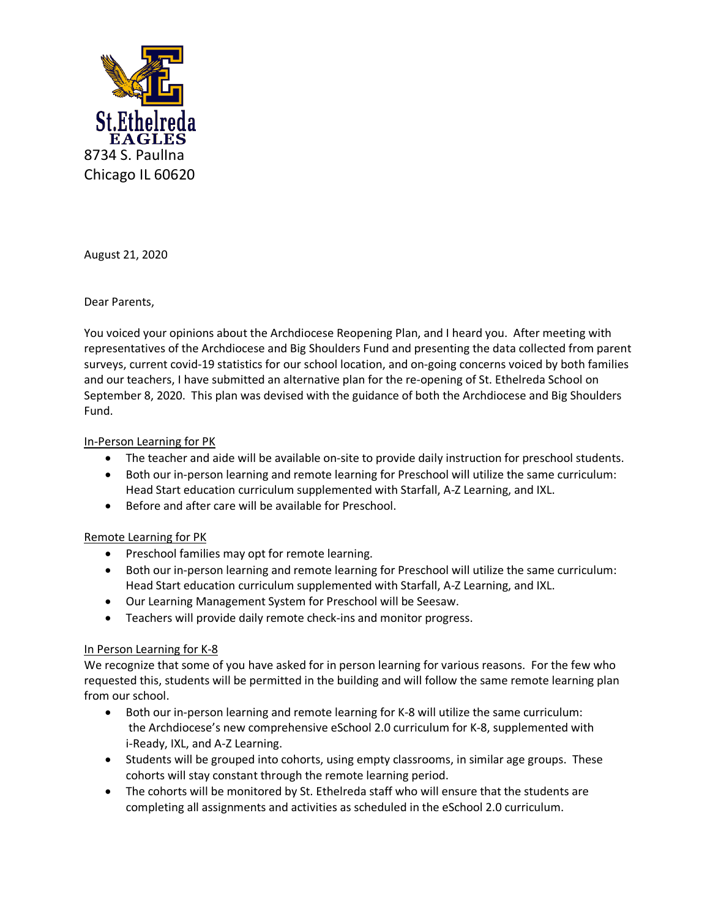St.Ethelreda EAGLES

8734 S. Paullna
Chicago IL 60620

August 21, 2020

Dear Parents,

You voiced your opinions about the Archdiocese Reopening Plan, and I heard you. After meeting with representatives of the Archdiocese and Big Shoulders Fund and presenting the data collected from parent surveys, current covid-19 statistics for our school location, and on-going concerns voiced by both families and our teachers, I have submitted an alternative plan for the re-opening of St. Ethelreda School on September 8, 2020. This plan was devised with the guidance of both the Archdiocese and Big Shoulders Fund.

<u>In-Person Learning for PK</u>

- The teacher and aide will be available on-site to provide daily instruction for preschool students.
- Both our in-person learning and remote learning for Preschool will utilize the same curriculum: Head Start education curriculum supplemented with Starfall, A-Z Learning, and IXL.
- Before and after care will be available for Preschool.

<u>Remote Learning for PK</u>

- Preschool families may opt for remote learning.
- Both our in-person learning and remote learning for Preschool will utilize the same curriculum: Head Start education curriculum supplemented with Starfall, A-Z Learning, and IXL.
- Our Learning Management System for Preschool will be Seesaw.
- Teachers will provide daily remote check-ins and monitor progress.

<u>In Person Learning for K-8</u>

We recognize that some of you have asked for in person learning for various reasons. For the few who requested this, students will be permitted in the building and will follow the same remote learning plan from our school.

- Both our in-person learning and remote learning for K-8 will utilize the same curriculum: the Archdiocese's new comprehensive eSchool 2.0 curriculum for K-8, supplemented with i-Ready, IXL, and A-Z Learning.
- Students will be grouped into cohorts, using empty classrooms, in similar age groups. These cohorts will stay constant through the remote learning period.
- The cohorts will be monitored by St. Ethelreda staff who will ensure that the students are completing all assignments and activities as scheduled in the eSchool 2.0 curriculum.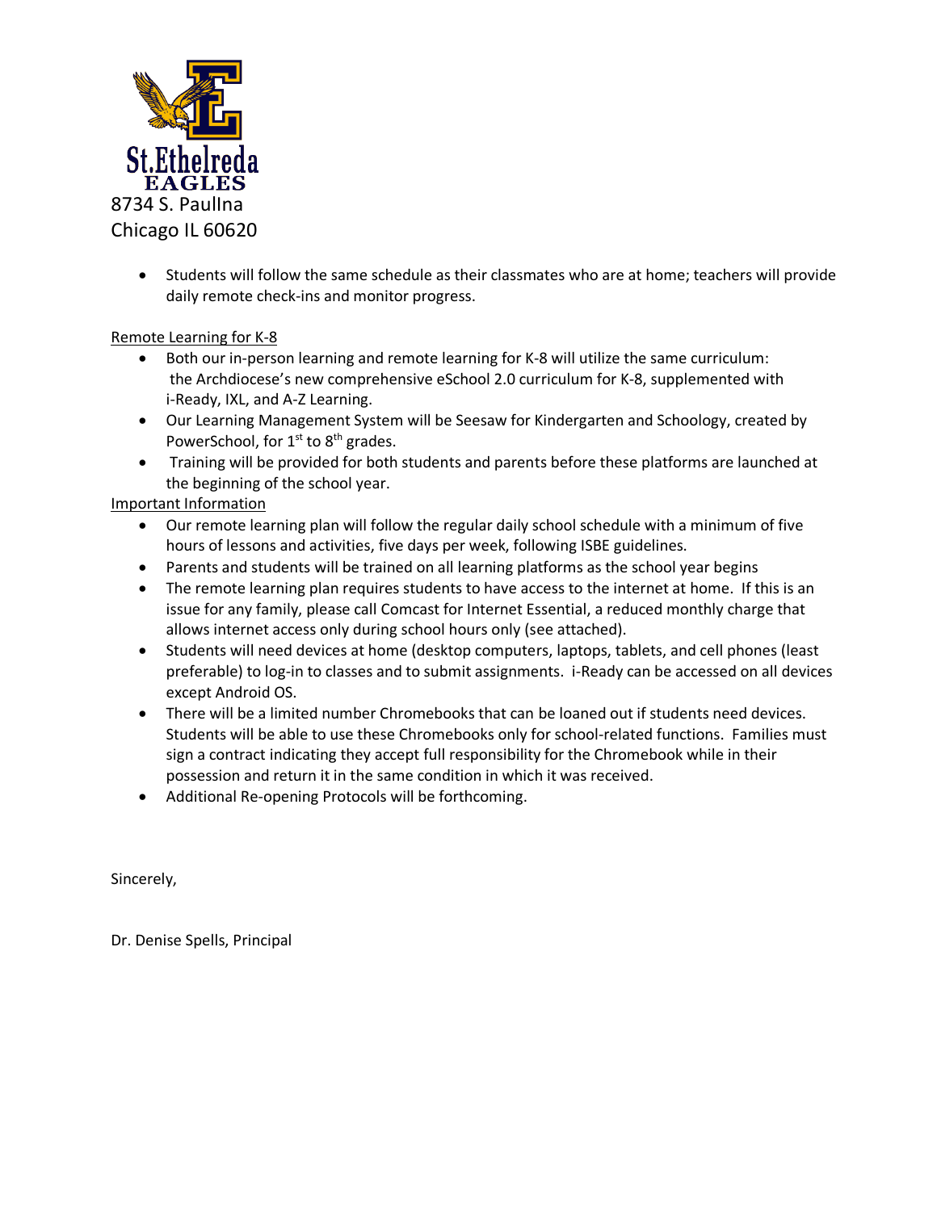St.Ethelreda EAGLES

8734 S. Paullna
Chicago IL 60620

- Students will follow the same schedule as their classmates who are at home; teachers will provide daily remote check-ins and monitor progress.

Remote Learning for K-8

- Both our in-person learning and remote learning for K-8 will utilize the same curriculum: the Archdiocese's new comprehensive eSchool 2.0 curriculum for K-8, supplemented with i-Ready, IXL, and A-Z Learning.
- Our Learning Management System will be Seesaw for Kindergarten and Schoology, created by PowerSchool, for 1st to 8th grades.
- Training will be provided for both students and parents before these platforms are launched at the beginning of the school year.

Important Information

- Our remote learning plan will follow the regular daily school schedule with a minimum of five hours of lessons and activities, five days per week, following ISBE guidelines.
- Parents and students will be trained on all learning platforms as the school year begins
- The remote learning plan requires students to have access to the internet at home. If this is an issue for any family, please call Comcast for Internet Essential, a reduced monthly charge that allows internet access only during school hours only (see attached).
- Students will need devices at home (desktop computers, laptops, tablets, and cell phones (least preferable) to log-in to classes and to submit assignments. i-Ready can be accessed on all devices except Android OS.
- There will be a limited number Chromebooks that can be loaned out if students need devices. Students will be able to use these Chromebooks only for school-related functions. Families must sign a contract indicating they accept full responsibility for the Chromebook while in their possession and return it in the same condition in which it was received.
- Additional Re-opening Protocols will be forthcoming.

Sincerely,

Dr. Denise Spells, Principal